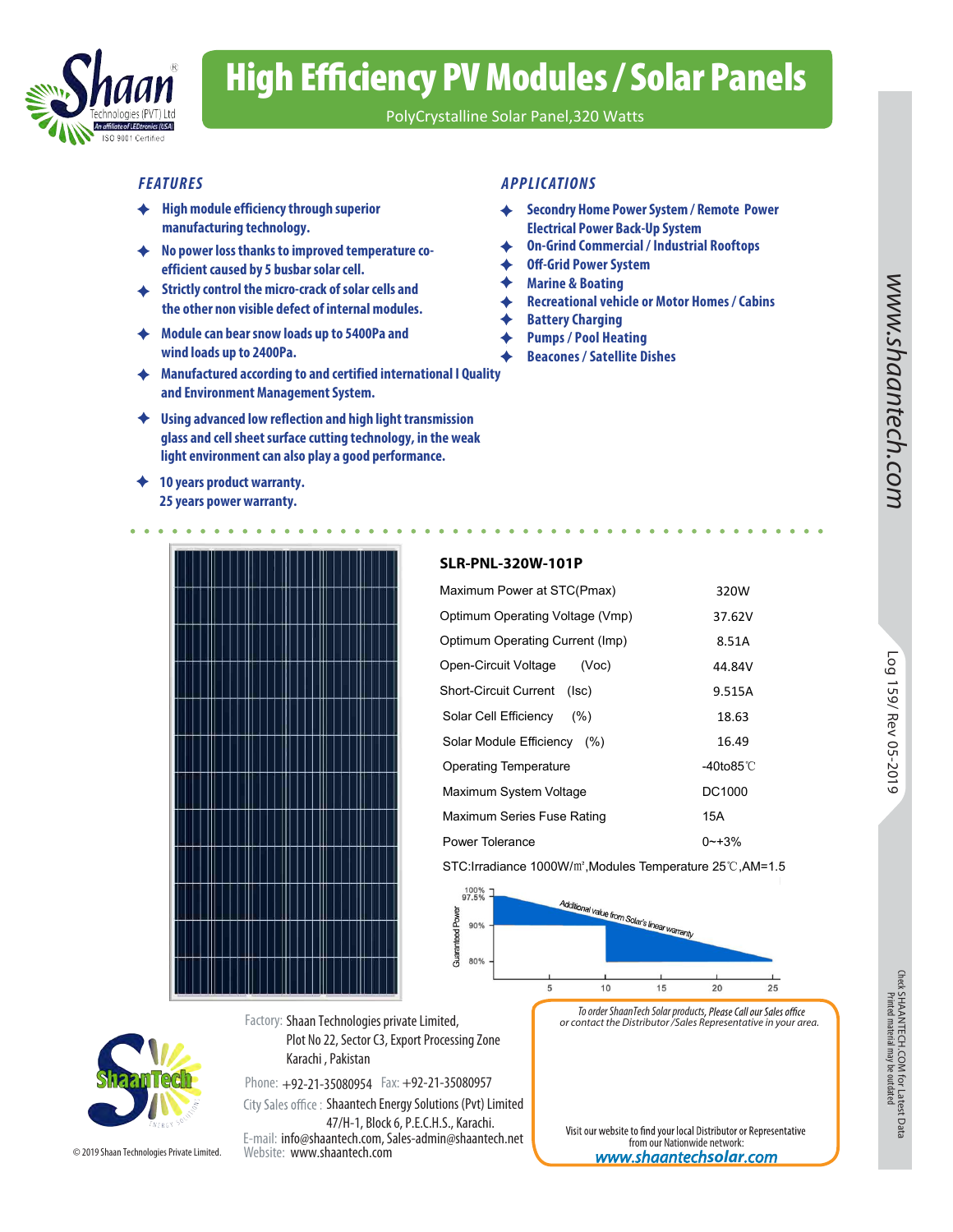# High Efficiency PV Modules / Solar Panels

PolyCrystalline Solar Panel,320 Watts

### FEATURES

- **High module efficiency through superior manufacturing technology.**
- **No power loss thanks to improved temperature co-efficient caused by 5 busbar solar cell.**
- **Strictly control the micro-crack of solar cells and the other non visible defect of internal modules.**
- **Module can bear snow loads up to 5400Pa and wind loads up to 2400Pa.**
- **Manufactured according to and certified international l Quality and Environment Management System.**
- **Using advanced low reflection and high light transmission glass and cell sheet surface cutting technology, in the weak light environment can also play a good performance.**
- **10 years product warranty. 25 years power warranty.**

### APPLICATIONS

- **Secondry Home Power System / Remote Power Electrical Power Back-Up System**
- **On-Grid Commercial / Industrial Rooftops**
- **Off-Grid Power System**
- **Marine & Boating**
- **Recreational vehicle or Motor Homes / Cabins**
- **Battery Charging**
- **Pumps / Pool Heating**
- **Beacons / Satellite Dishes**

### SLR-PNL-320W-101P

| Parameter | Value |
|---|---|
| Maximum Power at STC(Pmax) | 320W |
| Optimum Operating Voltage (Vmp) | 37.62V |
| Optimum Operating Current (Imp) | 8.51A |
| Open-Circuit Voltage (Voc) | 44.84V |
| Short-Circuit Current (Isc) | 9.515A |
| Solar Cell Efficiency (%) | 18.63 |
| Solar Module Efficiency (%) | 16.49 |
| Operating Temperature | -40to85℃ |
| Maximum System Voltage | DC1000 |
| Maximum Series Fuse Rating | 15A |
| Power Tolerance | 0~+3% |

STC:Irradiance 1000W/㎡,Modules Temperature 25℃,AM=1.5

Guaranteed Power: 100%, 97.5%, 90%, 80% — years 5, 10, 15, 20, 25

*Additional value from Solar's linear warranty*

Factory: Shaan Technologies private Limited,
Plot No 22, Sector C3, Export Processing Zone
Karachi , Pakistan

Phone: +92-21-35080954 Fax: +92-21-35080957

City Sales office : Shaantech Energy Solutions (Pvt) Limited
47/H-1, Block 6, P.E.C.H.S., Karachi.

E-mail: info@shaantech.com, Sales-admin@shaantech.net
Website: www.shaantech.com

*To order ShaanTech Solar products, Please Call our Sales office or contact the Distributor /Sales Representative in your area.*

Visit our website to find your local Distributor or Representative from our Nationwide network:
**www.shaantechsolar.com**

© 2019 Shaan Technologies Private Limited.

www.shaantech.com

Log 159/ Rev 05-2019

Chek SHAANTECH.COM for Latest Data
Printed material may be outdated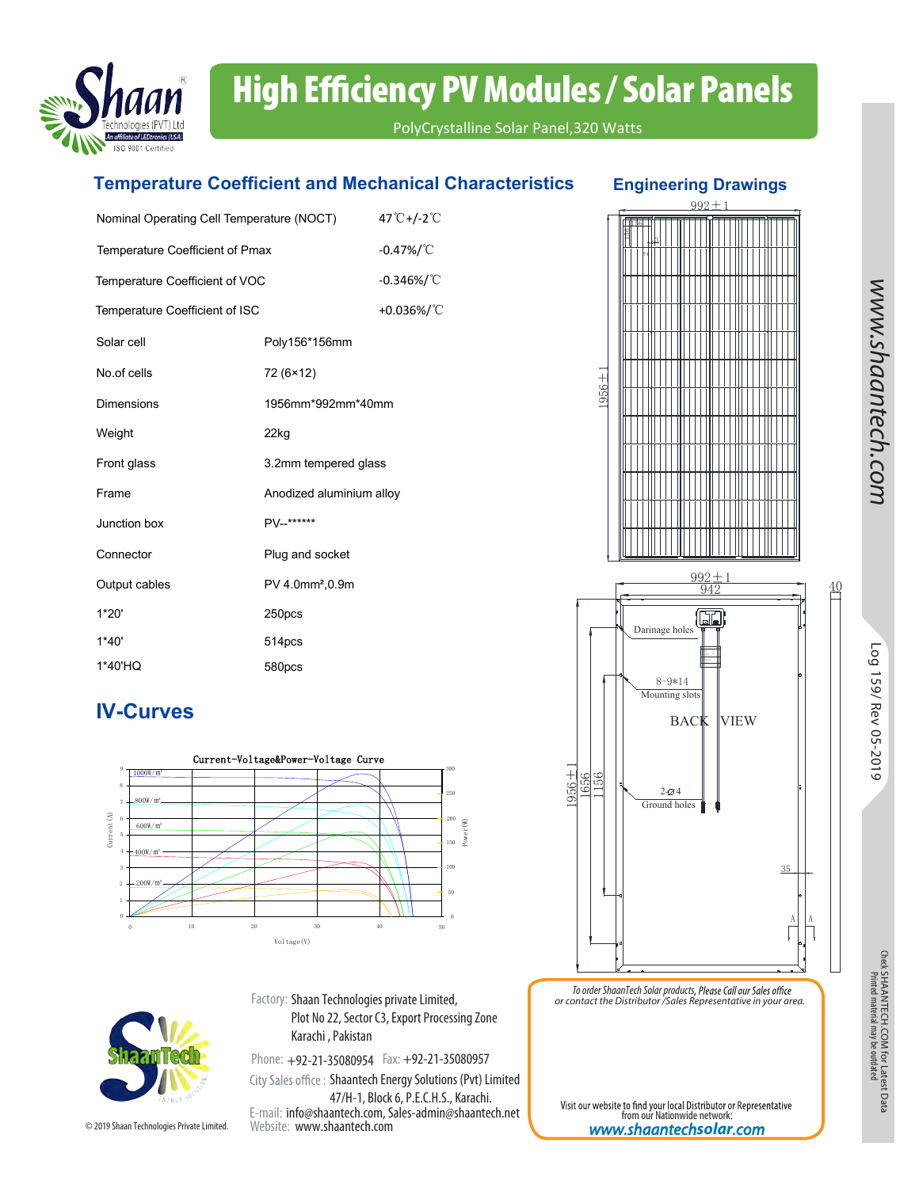# High Efficiency PV Modules / Solar Panels

PolyCrystalline Solar Panel,320 Watts

## Temperature Coefficient and Mechanical Characteristics

| | |
|---|---|
| Nominal Operating Cell Temperature (NOCT) | 47℃+/-2℃ |
| Temperature Coefficient of Pmax | -0.47%/℃ |
| Temperature Coefficient of VOC | -0.346%/℃ |
| Temperature Coefficient of ISC | +0.036%/℃ |
| Solar cell | Poly156*156mm |
| No.of cells | 72 (6×12) |
| Dimensions | 1956mm*992mm*40mm |
| Weight | 22kg |
| Front glass | 3.2mm tempered glass |
| Frame | Anodized aluminium alloy |
| Junction box | PV--****** |
| Connector | Plug and socket |
| Output cables | PV 4.0mm²,0.9m |
| 1*20' | 250pcs |
| 1*40' | 514pcs |
| 1*40'HQ | 580pcs |

## IV-Curves

Current-Voltage&Power-Voltage Curve

1000W/m²
800W/m²
600W/m²
400W/m²
200W/m²

Current (A)
Power(W)
Voltage(V)

## Engineering Drawings

992±1
1956±1

992±1
942
40
Darinage holes
8-9*14
Mounting slots
BACK VIEW
1956±1
1656
1156
2-⌀4
Ground holes
35
A A

www.shaantech.com

Log 159/ Rev 05-2019

Factory: Shaan Technologies private Limited,
Plot No 22, Sector C3, Export Processing Zone
Karachi , Pakistan

Phone: +92-21-35080954 Fax: +92-21-35080957

City Sales office : Shaantech Energy Solutions (Pvt) Limited
47/H-1, Block 6, P.E.C.H.S., Karachi.

E-mail: info@shaantech.com, Sales-admin@shaantech.net

Website: www.shaantech.com

*To order ShaanTech Solar products, Please Call our Sales office or contact the Distributor /Sales Representative in your area.*

Visit our website to find your local Distributor or Representative from our Nationwide network:
**www.shaantechsolar.com**

© 2019 Shaan Technologies Private Limited.

Check SHAANTECH.COM for Latest Data
Printed material may be outdated